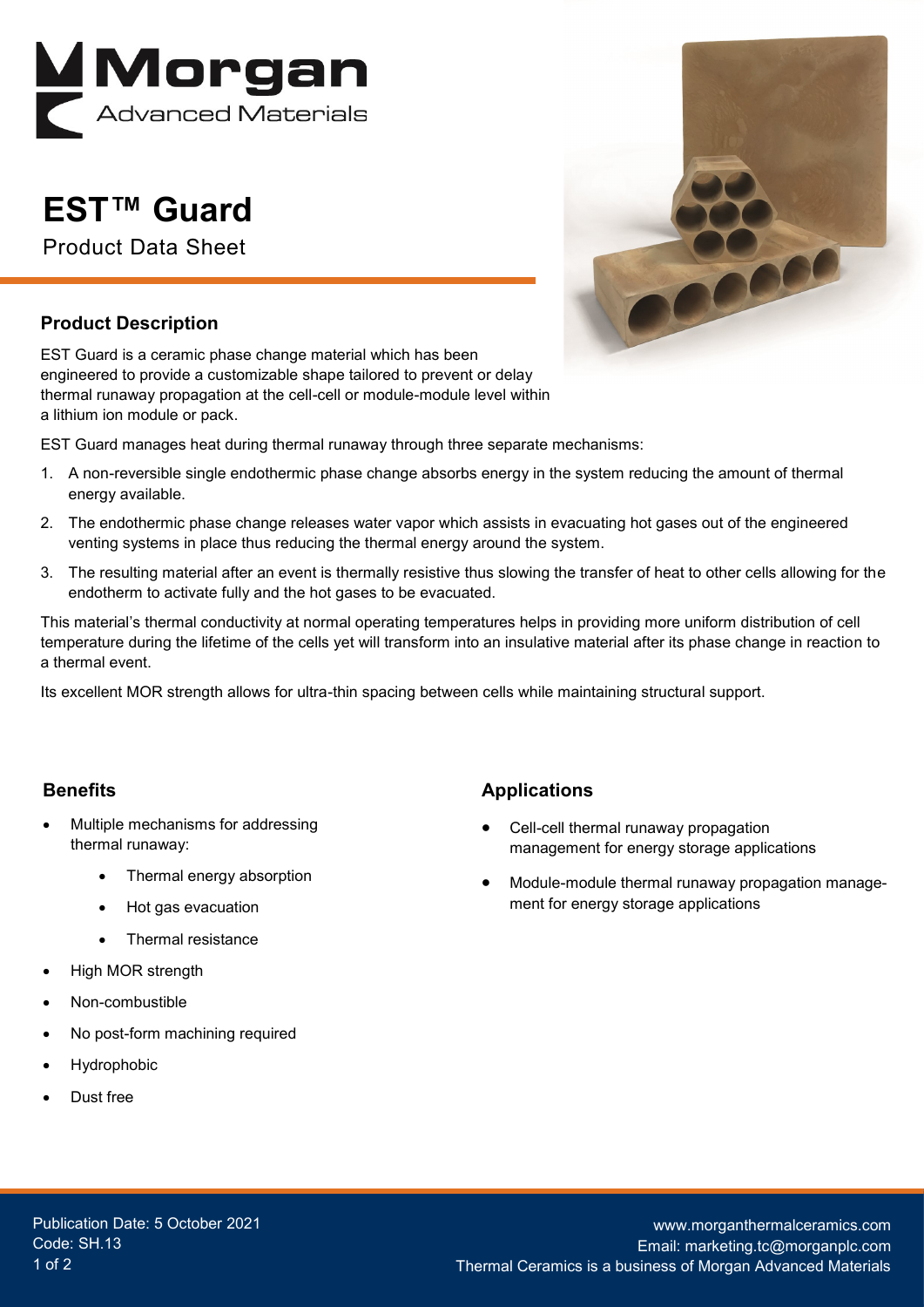Morgan Advanced Materials

# EST™ Guard

Product Data Sheet

## Product Description

EST Guard is a ceramic phase change material which has been engineered to provide a customizable shape tailored to prevent or delay thermal runaway propagation at the cell-cell or module-module level within a lithium ion module or pack.

EST Guard manages heat during thermal runaway through three separate mechanisms:

1. A non-reversible single endothermic phase change absorbs energy in the system reducing the amount of thermal energy available.
2. The endothermic phase change releases water vapor which assists in evacuating hot gases out of the engineered venting systems in place thus reducing the thermal energy around the system.
3. The resulting material after an event is thermally resistive thus slowing the transfer of heat to other cells allowing for the endotherm to activate fully and the hot gases to be evacuated.

This material's thermal conductivity at normal operating temperatures helps in providing more uniform distribution of cell temperature during the lifetime of the cells yet will transform into an insulative material after its phase change in reaction to a thermal event.

Its excellent MOR strength allows for ultra-thin spacing between cells while maintaining structural support.

## Benefits

- Multiple mechanisms for addressing thermal runaway:
  - Thermal energy absorption
  - Hot gas evacuation
  - Thermal resistance
- High MOR strength
- Non-combustible
- No post-form machining required
- Hydrophobic
- Dust free

## Applications

- Cell-cell thermal runaway propagation management for energy storage applications
- Module-module thermal runaway propagation management for energy storage applications

Publication Date: 5 October 2021
Code: SH.13

www.morganthermalceramics.com
Email: marketing.tc@morganplc.com
Thermal Ceramics is a business of Morgan Advanced Materials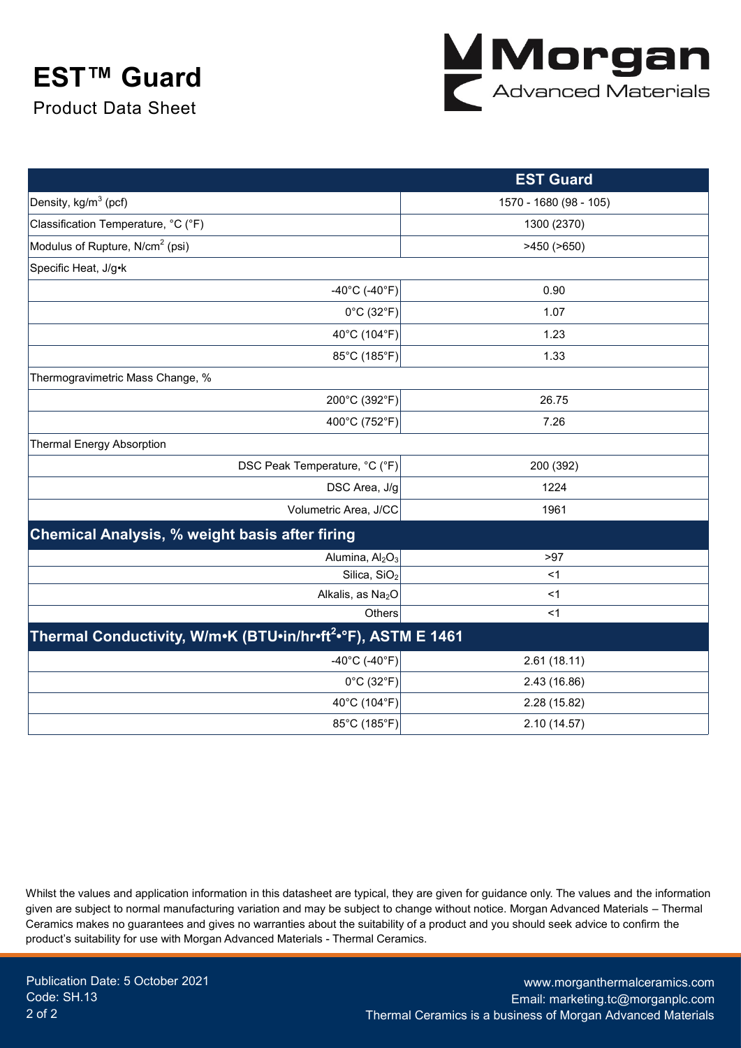# EST™ Guard

Product Data Sheet

| | EST Guard |
|---|---|
| Density, $kg/m^3$ (pcf) | 1570 - 1680 (98 - 105) |
| Classification Temperature, °C (°F) | 1300 (2370) |
| Modulus of Rupture, $N/cm^2$ (psi) | >450 (>650) |
| Specific Heat, J/g•k | |
| -40°C (-40°F) | 0.90 |
| 0°C (32°F) | 1.07 |
| 40°C (104°F) | 1.23 |
| 85°C (185°F) | 1.33 |
| Thermogravimetric Mass Change, % | |
| 200°C (392°F) | 26.75 |
| 400°C (752°F) | 7.26 |
| Thermal Energy Absorption | |
| DSC Peak Temperature, °C (°F) | 200 (392) |
| DSC Area, J/g | 1224 |
| Volumetric Area, J/CC | 1961 |
| **Chemical Analysis, % weight basis after firing** | |
| Alumina, $Al_2O_3$ | >97 |
| Silica, $SiO_2$ | <1 |
| Alkalis, as $Na_2O$ | <1 |
| Others | <1 |
| **Thermal Conductivity, W/m•K (BTU•in/hr•$ft^2$•°F), ASTM E 1461** | |
| -40°C (-40°F) | 2.61 (18.11) |
| 0°C (32°F) | 2.43 (16.86) |
| 40°C (104°F) | 2.28 (15.82) |
| 85°C (185°F) | 2.10 (14.57) |

Whilst the values and application information in this datasheet are typical, they are given for guidance only. The values and the information given are subject to normal manufacturing variation and may be subject to change without notice. Morgan Advanced Materials – Thermal Ceramics makes no guarantees and gives no warranties about the suitability of a product and you should seek advice to confirm the product's suitability for use with Morgan Advanced Materials - Thermal Ceramics.

Publication Date: 5 October 2021
Code: SH.13

www.morganthermalceramics.com
Email: marketing.tc@morganplc.com
Thermal Ceramics is a business of Morgan Advanced Materials